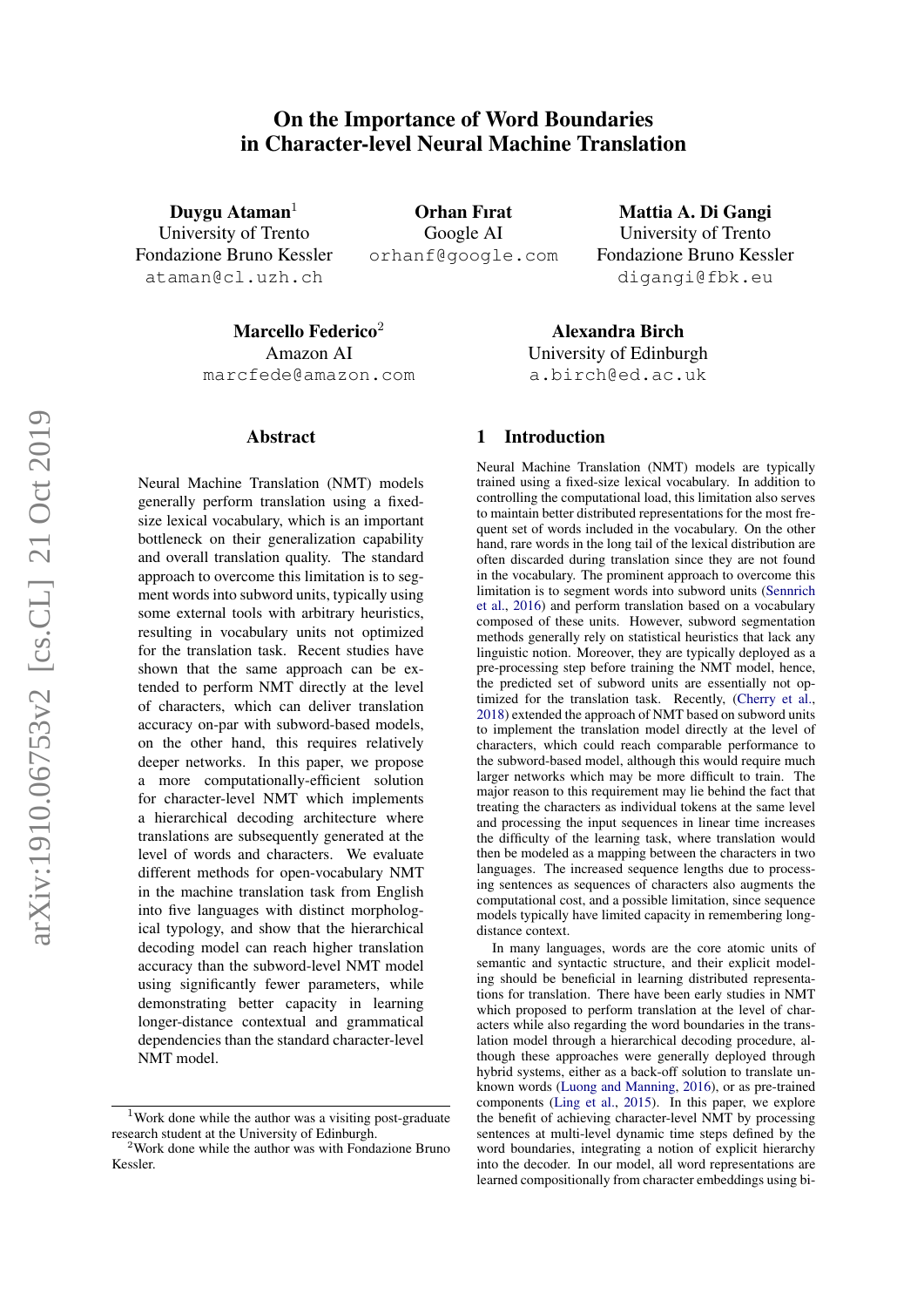# On the Importance of Word Boundaries in Character-level Neural Machine Translation

**Duygu Ataman**[1]
University of Trento
Fondazione Bruno Kessler
ataman@cl.uzh.ch

**Orhan Fırat**
Google AI
orhanf@google.com

**Mattia A. Di Gangi**
University of Trento
Fondazione Bruno Kessler
digangi@fbk.eu

**Marcello Federico**[2]
Amazon AI
marcfede@amazon.com

**Alexandra Birch**
University of Edinburgh
a.birch@ed.ac.uk

## Abstract

Neural Machine Translation (NMT) models generally perform translation using a fixed-size lexical vocabulary, which is an important bottleneck on their generalization capability and overall translation quality. The standard approach to overcome this limitation is to segment words into subword units, typically using some external tools with arbitrary heuristics, resulting in vocabulary units not optimized for the translation task. Recent studies have shown that the same approach can be extended to perform NMT directly at the level of characters, which can deliver translation accuracy on-par with subword-based models, on the other hand, this requires relatively deeper networks. In this paper, we propose a more computationally-efficient solution for character-level NMT which implements a hierarchical decoding architecture where translations are subsequently generated at the level of words and characters. We evaluate different methods for open-vocabulary NMT in the machine translation task from English into five languages with distinct morphological typology, and show that the hierarchical decoding model can reach higher translation accuracy than the subword-level NMT model using significantly fewer parameters, while demonstrating better capacity in learning longer-distance contextual and grammatical dependencies than the standard character-level NMT model.

## 1 Introduction

Neural Machine Translation (NMT) models are typically trained using a fixed-size lexical vocabulary. In addition to controlling the computational load, this limitation also serves to maintain better distributed representations for the most frequent set of words included in the vocabulary. On the other hand, rare words in the long tail of the lexical distribution are often discarded during translation since they are not found in the vocabulary. The prominent approach to overcome this limitation is to segment words into subword units (Sennrich et al., 2016) and perform translation based on a vocabulary composed of these units. However, subword segmentation methods generally rely on statistical heuristics that lack any linguistic notion. Moreover, they are typically deployed as a pre-processing step before training the NMT model, hence, the predicted set of subword units are essentially not optimized for the translation task. Recently, (Cherry et al., 2018) extended the approach of NMT based on subword units to implement the translation model directly at the level of characters, which could reach comparable performance to the subword-based model, although this would require much larger networks which may be more difficult to train. The major reason to this requirement may lie behind the fact that treating the characters as individual tokens at the same level and processing the input sequences in linear time increases the difficulty of the learning task, where translation would then be modeled as a mapping between the characters in two languages. The increased sequence lengths due to processing sentences as sequences of characters also augments the computational cost, and a possible limitation, since sequence models typically have limited capacity in remembering long-distance context.

In many languages, words are the core atomic units of semantic and syntactic structure, and their explicit modeling should be beneficial in learning distributed representations for translation. There have been early studies in NMT which proposed to perform translation at the level of characters while also regarding the word boundaries in the translation model through a hierarchical decoding procedure, although these approaches were generally deployed through hybrid systems, either as a back-off solution to translate unknown words (Luong and Manning, 2016), or as pre-trained components (Ling et al., 2015). In this paper, we explore the benefit of achieving character-level NMT by processing sentences at multi-level dynamic time steps defined by the word boundaries, integrating a notion of explicit hierarchy into the decoder. In our model, all word representations are learned compositionally from character embeddings using bi-

[1]Work done while the author was a visiting post-graduate research student at the University of Edinburgh.

[2]Work done while the author was with Fondazione Bruno Kessler.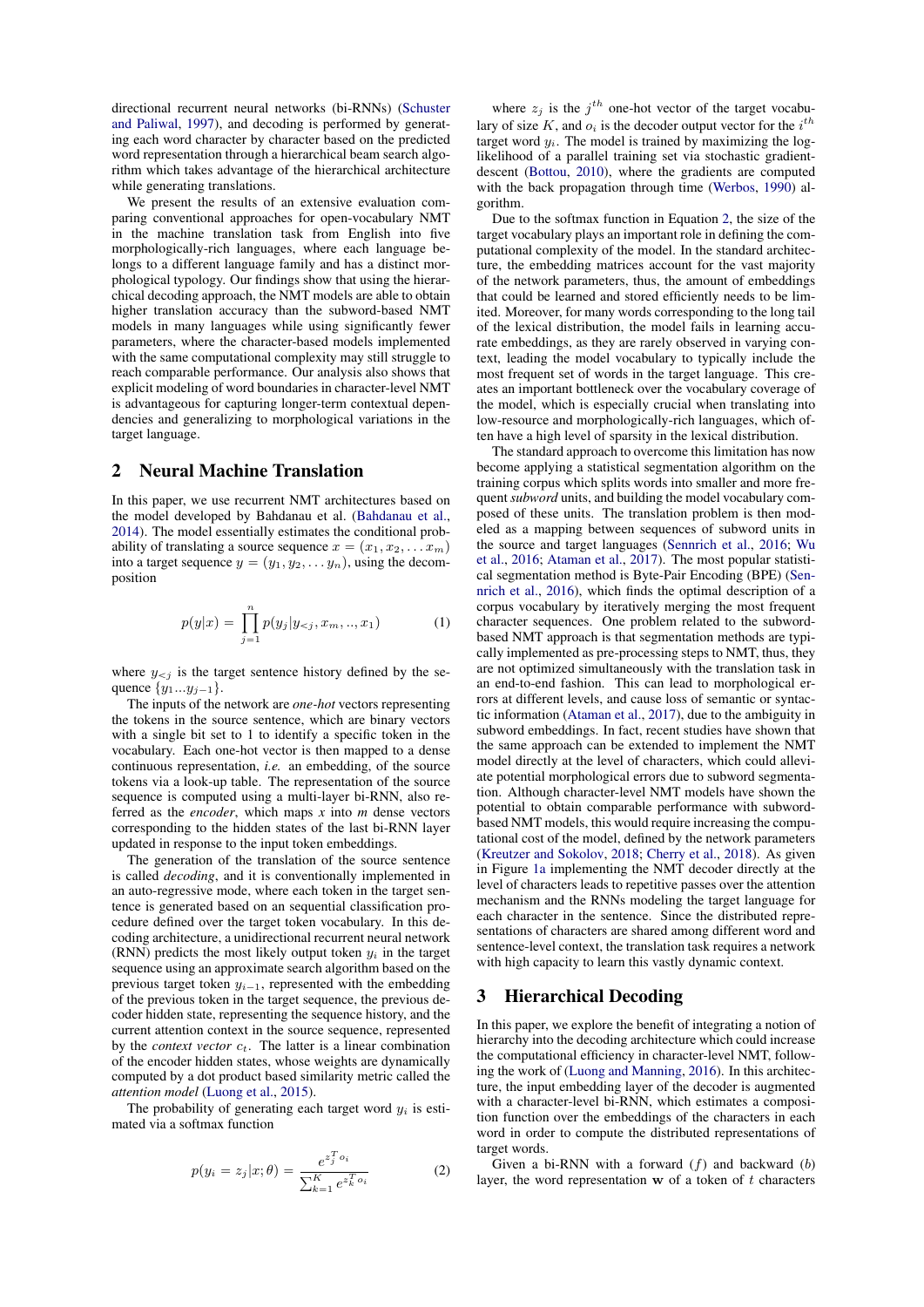directional recurrent neural networks (bi-RNNs) (Schuster and Paliwal, 1997), and decoding is performed by generating each word character by character based on the predicted word representation through a hierarchical beam search algorithm which takes advantage of the hierarchical architecture while generating translations.

We present the results of an extensive evaluation comparing conventional approaches for open-vocabulary NMT in the machine translation task from English into five morphologically-rich languages, where each language belongs to a different language family and has a distinct morphological typology. Our findings show that using the hierarchical decoding approach, the NMT models are able to obtain higher translation accuracy than the subword-based NMT models in many languages while using significantly fewer parameters, where the character-based models implemented with the same computational complexity may still struggle to reach comparable performance. Our analysis also shows that explicit modeling of word boundaries in character-level NMT is advantageous for capturing longer-term contextual dependencies and generalizing to morphological variations in the target language.

## 2 Neural Machine Translation

In this paper, we use recurrent NMT architectures based on the model developed by Bahdanau et al. (Bahdanau et al., 2014). The model essentially estimates the conditional probability of translating a source sequence $x = (x_1, x_2, \ldots x_m)$ into a target sequence $y = (y_1, y_2, \ldots y_n)$, using the decomposition

$$p(y|x) = \prod_{j=1}^{n} p(y_j | y_{<j}, x_m, .., x_1) \quad (1)$$

where $y_{<j}$ is the target sentence history defined by the sequence $\{y_1 ... y_{j-1}\}$.

The inputs of the network are *one-hot* vectors representing the tokens in the source sentence, which are binary vectors with a single bit set to 1 to identify a specific token in the vocabulary. Each one-hot vector is then mapped to a dense continuous representation, *i.e.* an embedding, of the source tokens via a look-up table. The representation of the source sequence is computed using a multi-layer bi-RNN, also referred as the *encoder*, which maps $x$ into $m$ dense vectors corresponding to the hidden states of the last bi-RNN layer updated in response to the input token embeddings.

The generation of the translation of the source sentence is called *decoding*, and it is conventionally implemented in an auto-regressive mode, where each token in the target sentence is generated based on an sequential classification procedure defined over the target token vocabulary. In this decoding architecture, a unidirectional recurrent neural network (RNN) predicts the most likely output token $y_i$ in the target sequence using an approximate search algorithm based on the previous target token $y_{i-1}$, represented with the embedding of the previous token in the target sequence, the previous decoder hidden state, representing the sequence history, and the current attention context in the source sequence, represented by the *context vector* $c_t$. The latter is a linear combination of the encoder hidden states, whose weights are dynamically computed by a dot product based similarity metric called the *attention model* (Luong et al., 2015).

The probability of generating each target word $y_i$ is estimated via a softmax function

$$p(y_i = z_j | x; \theta) = \frac{e^{z_j^T o_i}}{\sum_{k=1}^{K} e^{z_k^T o_i}} \quad (2)$$

where $z_j$ is the $j^{th}$ one-hot vector of the target vocabulary of size $K$, and $o_i$ is the decoder output vector for the $i^{th}$ target word $y_i$. The model is trained by maximizing the log-likelihood of a parallel training set via stochastic gradient-descent (Bottou, 2010), where the gradients are computed with the back propagation through time (Werbos, 1990) algorithm.

Due to the softmax function in Equation 2, the size of the target vocabulary plays an important role in defining the computational complexity of the model. In the standard architecture, the embedding matrices account for the vast majority of the network parameters, thus, the amount of embeddings that could be learned and stored efficiently needs to be limited. Moreover, for many words corresponding to the long tail of the lexical distribution, the model fails in learning accurate embeddings, as they are rarely observed in varying context, leading the model vocabulary to typically include the most frequent set of words in the target language. This creates an important bottleneck over the vocabulary coverage of the model, which is especially crucial when translating into low-resource and morphologically-rich languages, which often have a high level of sparsity in the lexical distribution.

The standard approach to overcome this limitation has now become applying a statistical segmentation algorithm on the training corpus which splits words into smaller and more frequent *subword* units, and building the model vocabulary composed of these units. The translation problem is then modeled as a mapping between sequences of subword units in the source and target languages (Sennrich et al., 2016; Wu et al., 2016; Ataman et al., 2017). The most popular statistical segmentation method is Byte-Pair Encoding (BPE) (Sennrich et al., 2016), which finds the optimal description of a corpus vocabulary by iteratively merging the most frequent character sequences. One problem related to the subword-based NMT approach is that segmentation methods are typically implemented as pre-processing steps to NMT, thus, they are not optimized simultaneously with the translation task in an end-to-end fashion. This can lead to morphological errors at different levels, and cause loss of semantic or syntactic information (Ataman et al., 2017), due to the ambiguity in subword embeddings. In fact, recent studies have shown that the same approach can be extended to implement the NMT model directly at the level of characters, which could alleviate potential morphological errors due to subword segmentation. Although character-level NMT models have shown the potential to obtain comparable performance with subword-based NMT models, this would require increasing the computational cost of the model, defined by the network parameters (Kreutzer and Sokolov, 2018; Cherry et al., 2018). As given in Figure 1a implementing the NMT decoder directly at the level of characters leads to repetitive passes over the attention mechanism and the RNNs modeling the target language for each character in the sentence. Since the distributed representations of characters are shared among different word and sentence-level context, the translation task requires a network with high capacity to learn this vastly dynamic context.

## 3 Hierarchical Decoding

In this paper, we explore the benefit of integrating a notion of hierarchy into the decoding architecture which could increase the computational efficiency in character-level NMT, following the work of (Luong and Manning, 2016). In this architecture, the input embedding layer of the decoder is augmented with a character-level bi-RNN, which estimates a composition function over the embeddings of the characters in each word in order to compute the distributed representations of target words.

Given a bi-RNN with a forward ($f$) and backward ($b$) layer, the word representation $\mathbf{w}$ of a token of $t$ characters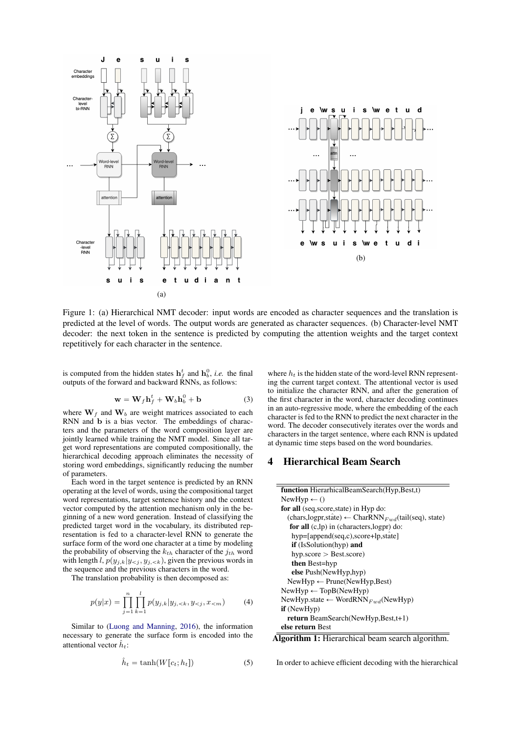Figure 1: (a) Hierarchical NMT decoder: input words are encoded as character sequences and the translation is predicted at the level of words. The output words are generated as character sequences. (b) Character-level NMT decoder: the next token in the sentence is predicted by computing the attention weights and the target context repetitively for each character in the sentence.

is computed from the hidden states $\mathbf{h}_f^t$ and $\mathbf{h}_b^0$, *i.e.* the final outputs of the forward and backward RNNs, as follows:

$$\mathbf{w} = \mathbf{W}_f \mathbf{h}_f^t + \mathbf{W}_b \mathbf{h}_b^0 + \mathbf{b} \tag{3}$$

where $\mathbf{W}_f$ and $\mathbf{W}_b$ are weight matrices associated to each RNN and $\mathbf{b}$ is a bias vector. The embeddings of characters and the parameters of the word composition layer are jointly learned while training the NMT model. Since all target word representations are computed compositionally, the hierarchical decoding approach eliminates the necessity of storing word embeddings, significantly reducing the number of parameters.

Each word in the target sentence is predicted by an RNN operating at the level of words, using the compositional target word representations, target sentence history and the context vector computed by the attention mechanism only in the beginning of a new word generation. Instead of classifying the predicted target word in the vocabulary, its distributed representation is fed to a character-level RNN to generate the surface form of the word one character at a time by modeling the probability of observing the $k_{th}$ character of the $j_{th}$ word with length $l$, $p(y_{j,k}|y_{<j}, y_{j,<k})$, given the previous words in the sequence and the previous characters in the word.

The translation probability is then decomposed as:

$$p(y|x) = \prod_{j=1}^{n} \prod_{k=1}^{l} p(y_{j,k}|y_{j,<k}, y_{<j}, x_{<m}) \tag{4}$$

Similar to (Luong and Manning, 2016), the information necessary to generate the surface form is encoded into the attentional vector $\hat{h}_t$:

$$\hat{h}_t = \tanh(W[c_t; h_t]) \tag{5}$$

where $h_t$ is the hidden state of the word-level RNN representing the current target context. The attentional vector is used to initialize the character RNN, and after the generation of the first character in the word, character decoding continues in an auto-regressive mode, where the embedding of the each character is fed to the RNN to predict the next character in the word. The decoder consecutively iterates over the words and characters in the target sentence, where each RNN is updated at dynamic time steps based on the word boundaries.

# 4 Hierarchical Beam Search

```
function HierarhicalBeamSearch(Hyp,Best,t)
NewHyp ← ()
for all (seq,score,state) in Hyp do:
  (chars,logpr,ŝtate) ← CharRNN_Fwd(tail(seq), state)
  for all (c,lp) in (characters,logpr) do:
    hyp=[append(seq,c),score+lp,ŝtate]
    if (IsSolution(hyp) and
    hyp.score > Best.score)
    then Best=hyp
    else Push(NewHyp,hyp)
  NewHyp ← Prune(NewHyp,Best)
NewHyp ← TopB(NewHyp)
NewHyp.state ← WordRNN_Fwd(NewHyp)
if (NewHyp)
  return BeamSearch(NewHyp,Best,t+1)
else return Best
```

**Algorithm 1:** Hierarchical beam search algorithm.

In order to achieve efficient decoding with the hierarchical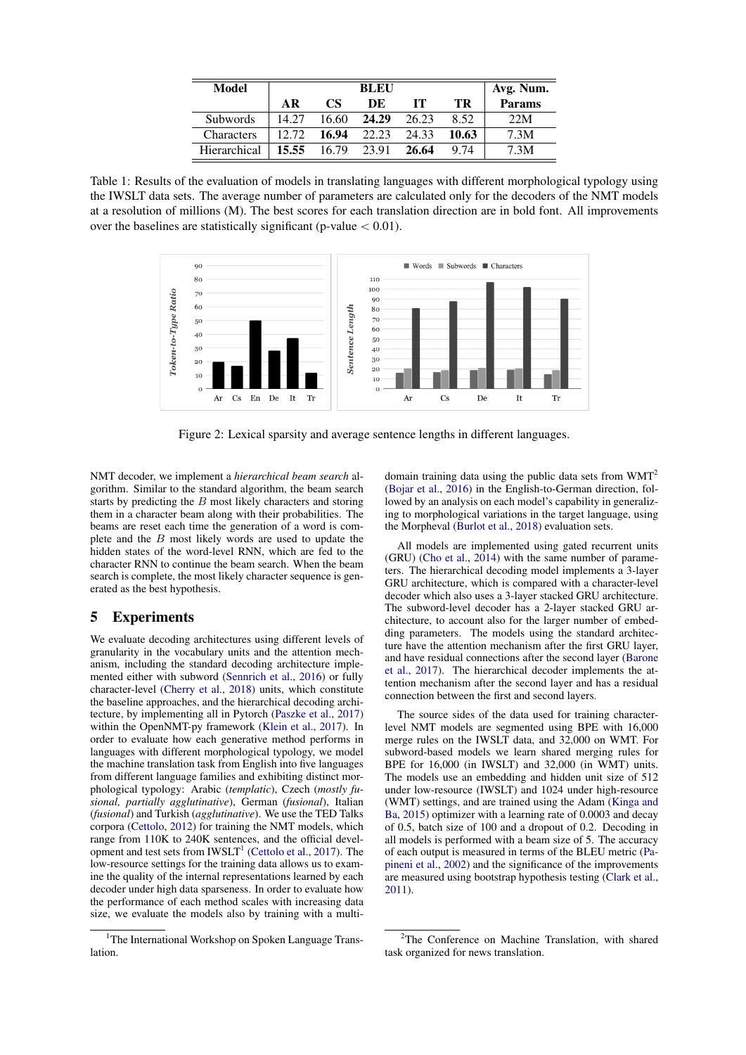| Model | BLEU | | | | | Avg. Num. |
|---|---|---|---|---|---|---|
| | AR | CS | DE | IT | TR | Params |
| Subwords | 14.27 | 16.60 | **24.29** | 26.23 | 8.52 | 22M |
| Characters | 12.72 | **16.94** | 22.23 | 24.33 | **10.63** | 7.3M |
| Hierarchical | **15.55** | 16.79 | 23.91 | **26.64** | 9.74 | 7.3M |

Table 1: Results of the evaluation of models in translating languages with different morphological typology using the IWSLT data sets. The average number of parameters are calculated only for the decoders of the NMT models at a resolution of millions (M). The best scores for each translation direction are in bold font. All improvements over the baselines are statistically significant (p-value $< 0.01$).

Figure 2: Lexical sparsity and average sentence lengths in different languages.

NMT decoder, we implement a *hierarchical beam search* algorithm. Similar to the standard algorithm, the beam search starts by predicting the $B$ most likely characters and storing them in a character beam along with their probabilities. The beams are reset each time the generation of a word is complete and the $B$ most likely words are used to update the hidden states of the word-level RNN, which are fed to the character RNN to continue the beam search. When the beam search is complete, the most likely character sequence is generated as the best hypothesis.

## 5 Experiments

We evaluate decoding architectures using different levels of granularity in the vocabulary units and the attention mechanism, including the standard decoding architecture implemented either with subword (Sennrich et al., 2016) or fully character-level (Cherry et al., 2018) units, which constitute the baseline approaches, and the hierarchical decoding architecture, by implementing all in Pytorch (Paszke et al., 2017) within the OpenNMT-py framework (Klein et al., 2017). In order to evaluate how each generative method performs in languages with different morphological typology, we model the machine translation task from English into five languages from different language families and exhibiting distinct morphological typology: Arabic (*templatic*), Czech (*mostly fusional, partially agglutinative*), German (*fusional*), Italian (*fusional*) and Turkish (*agglutinative*). We use the TED Talks corpora (Cettolo, 2012) for training the NMT models, which range from 110K to 240K sentences, and the official development and test sets from IWSLT[1] (Cettolo et al., 2017). The low-resource settings for the training data allows us to examine the quality of the internal representations learned by each decoder under high data sparseness. In order to evaluate how the performance of each method scales with increasing data size, we evaluate the models also by training with a multi-domain training data using the public data sets from WMT[2] (Bojar et al., 2016) in the English-to-German direction, followed by an analysis on each model's capability in generalizing to morphological variations in the target language, using the Morpheval (Burlot et al., 2018) evaluation sets.

All models are implemented using gated recurrent units (GRU) (Cho et al., 2014) with the same number of parameters. The hierarchical decoding model implements a 3-layer GRU architecture, which is compared with a character-level decoder which also uses a 3-layer stacked GRU architecture. The subword-level decoder has a 2-layer stacked GRU architecture, to account also for the larger number of embedding parameters. The models using the standard architecture have the attention mechanism after the first GRU layer, and have residual connections after the second layer (Barone et al., 2017). The hierarchical decoder implements the attention mechanism after the second layer and has a residual connection between the first and second layers.

The source sides of the data used for training character-level NMT models are segmented using BPE with 16,000 merge rules on the IWSLT data, and 32,000 on WMT. For subword-based models we learn shared merging rules for BPE for 16,000 (in IWSLT) and 32,000 (in WMT) units. The models use an embedding and hidden unit size of 512 under low-resource (IWSLT) and 1024 under high-resource (WMT) settings, and are trained using the Adam (Kinga and Ba, 2015) optimizer with a learning rate of 0.0003 and decay of 0.5, batch size of 100 and a dropout of 0.2. Decoding in all models is performed with a beam size of 5. The accuracy of each output is measured in terms of the BLEU metric (Papineni et al., 2002) and the significance of the improvements are measured using bootstrap hypothesis testing (Clark et al., 2011).

[1]The International Workshop on Spoken Language Translation.

[2]The Conference on Machine Translation, with shared task organized for news translation.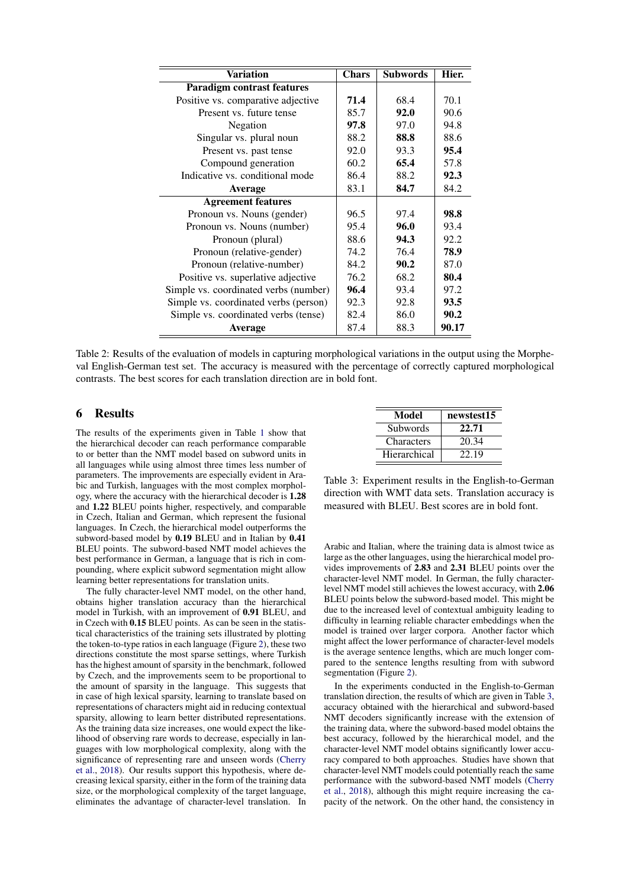| Variation | Chars | Subwords | Hier. |
|---|---|---|---|
| **Paradigm contrast features** | | | |
| Positive vs. comparative adjective | **71.4** | 68.4 | 70.1 |
| Present vs. future tense | 85.7 | **92.0** | 90.6 |
| Negation | **97.8** | 97.0 | 94.8 |
| Singular vs. plural noun | 88.2 | **88.8** | 88.6 |
| Present vs. past tense | 92.0 | 93.3 | **95.4** |
| Compound generation | 60.2 | **65.4** | 57.8 |
| Indicative vs. conditional mode | 86.4 | 88.2 | **92.3** |
| **Average** | 83.1 | **84.7** | 84.2 |
| **Agreement features** | | | |
| Pronoun vs. Nouns (gender) | 96.5 | 97.4 | **98.8** |
| Pronoun vs. Nouns (number) | 95.4 | **96.0** | 93.4 |
| Pronoun (plural) | 88.6 | **94.3** | 92.2 |
| Pronoun (relative-gender) | 74.2 | 76.4 | **78.9** |
| Pronoun (relative-number) | 84.2 | **90.2** | 87.0 |
| Positive vs. superlative adjective | 76.2 | 68.2 | **80.4** |
| Simple vs. coordinated verbs (number) | **96.4** | 93.4 | 97.2 |
| Simple vs. coordinated verbs (person) | 92.3 | 92.8 | **93.5** |
| Simple vs. coordinated verbs (tense) | 82.4 | 86.0 | **90.2** |
| **Average** | 87.4 | 88.3 | **90.17** |

Table 2: Results of the evaluation of models in capturing morphological variations in the output using the Morpheval English-German test set. The accuracy is measured with the percentage of correctly captured morphological contrasts. The best scores for each translation direction are in bold font.

## 6 Results

The results of the experiments given in Table 1 show that the hierarchical decoder can reach performance comparable to or better than the NMT model based on subword units in all languages while using almost three times less number of parameters. The improvements are especially evident in Arabic and Turkish, languages with the most complex morphology, where the accuracy with the hierarchical decoder is **1.28** and **1.22** BLEU points higher, respectively, and comparable in Czech, Italian and German, which represent the fusional languages. In Czech, the hierarchical model outperforms the subword-based model by **0.19** BLEU and in Italian by **0.41** BLEU points. The subword-based NMT model achieves the best performance in German, a language that is rich in compounding, where explicit subword segmentation might allow learning better representations for translation units.

The fully character-level NMT model, on the other hand, obtains higher translation accuracy than the hierarchical model in Turkish, with an improvement of **0.91** BLEU, and in Czech with **0.15** BLEU points. As can be seen in the statistical characteristics of the training sets illustrated by plotting the token-to-type ratios in each language (Figure 2), these two directions constitute the most sparse settings, where Turkish has the highest amount of sparsity in the benchmark, followed by Czech, and the improvements seem to be proportional to the amount of sparsity in the language. This suggests that in case of high lexical sparsity, learning to translate based on representations of characters might aid in reducing contextual sparsity, allowing to learn better distributed representations. As the training data size increases, one would expect the likelihood of observing rare words to decrease, especially in languages with low morphological complexity, along with the significance of representing rare and unseen words (Cherry et al., 2018). Our results support this hypothesis, where decreasing lexical sparsity, either in the form of the training data size, or the morphological complexity of the target language, eliminates the advantage of character-level translation. In Arabic and Italian, where the training data is almost twice as large as the other languages, using the hierarchical model provides improvements of **2.83** and **2.31** BLEU points over the character-level NMT model. In German, the fully character-level NMT model still achieves the lowest accuracy, with **2.06** BLEU points below the subword-based model. This might be due to the increased level of contextual ambiguity leading to difficulty in learning reliable character embeddings when the model is trained over larger corpora. Another factor which might affect the lower performance of character-level models is the average sentence lengths, which are much longer compared to the sentence lengths resulting from with subword segmentation (Figure 2).

| Model | newstest15 |
|---|---|
| Subwords | **22.71** |
| Characters | 20.34 |
| Hierarchical | 22.19 |

Table 3: Experiment results in the English-to-German direction with WMT data sets. Translation accuracy is measured with BLEU. Best scores are in bold font.

In the experiments conducted in the English-to-German translation direction, the results of which are given in Table 3, accuracy obtained with the hierarchical and subword-based NMT decoders significantly increase with the extension of the training data, where the subword-based model obtains the best accuracy, followed by the hierarchical model, and the character-level NMT model obtains significantly lower accuracy compared to both approaches. Studies have shown that character-level NMT models could potentially reach the same performance with the subword-based NMT models (Cherry et al., 2018), although this might require increasing the capacity of the network. On the other hand, the consistency in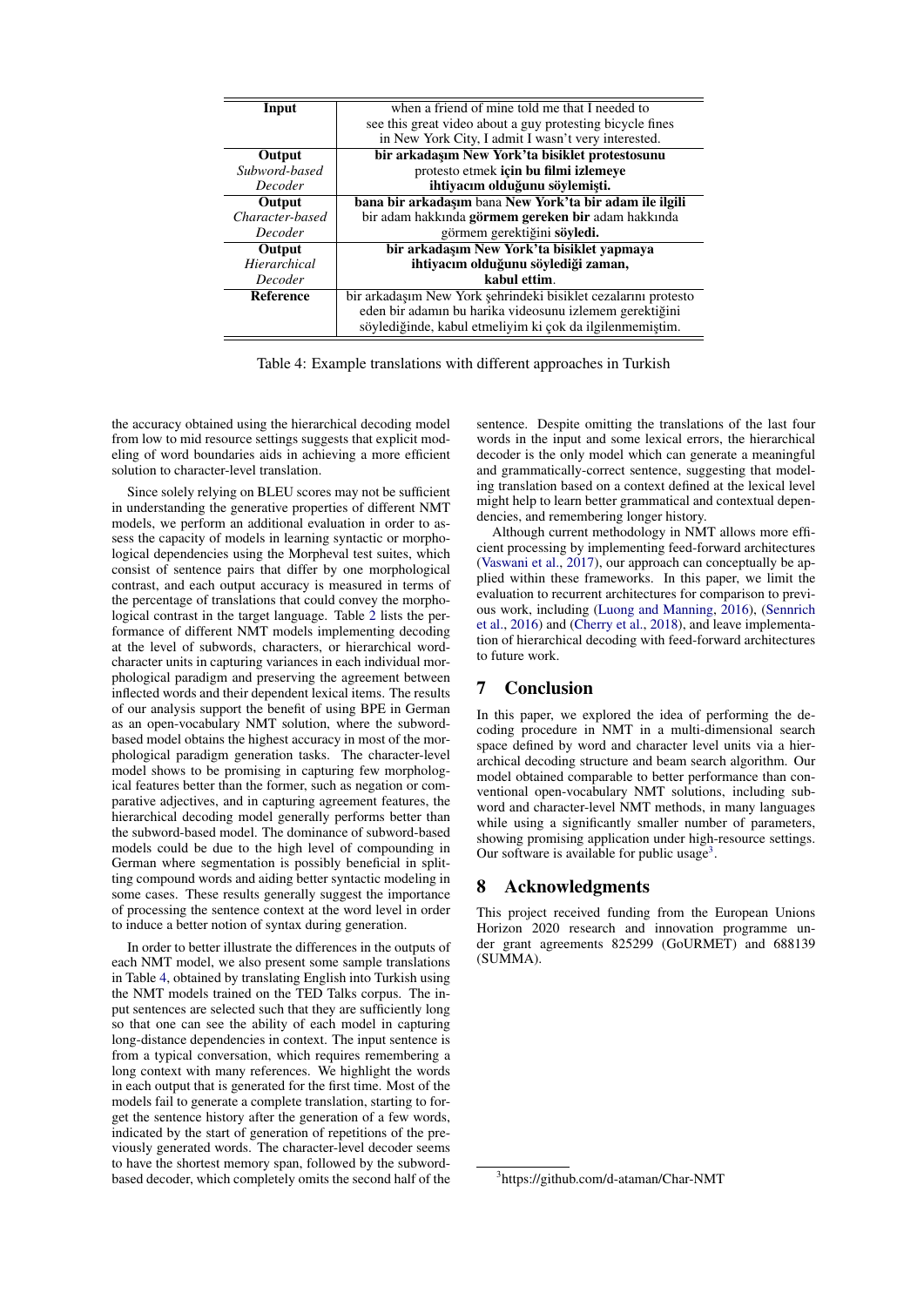| Input | when a friend of mine told me that I needed to see this great video about a guy protesting bicycle fines in New York City, I admit I wasn't very interested. |
|---|---|
| **Output** *Subword-based Decoder* | **bir arkadaşım New York'ta bisiklet protestosunu** protesto etmek **için bu filmi izlemeye ihtiyacım olduğunu söylemişti.** |
| **Output** *Character-based Decoder* | **bana bir arkadaşım** bana **New York'ta bir adam ile ilgili** bir adam hakkında **görmem gereken bir** adam hakkında görmem gerektiğini **söyledi.** |
| **Output** *Hierarchical Decoder* | **bir arkadaşım New York'ta bisiklet yapmaya ihtiyacım olduğunu söylediği zaman, kabul ettim**. |
| **Reference** | bir arkadaşım New York şehrindeki bisiklet cezalarını protesto eden bir adamın bu harika videosunu izlemem gerektiğini söylediğinde, kabul etmeliyim ki çok da ilgilenmemiştim. |

Table 4: Example translations with different approaches in Turkish

the accuracy obtained using the hierarchical decoding model from low to mid resource settings suggests that explicit modeling of word boundaries aids in achieving a more efficient solution to character-level translation.

Since solely relying on BLEU scores may not be sufficient in understanding the generative properties of different NMT models, we perform an additional evaluation in order to assess the capacity of models in learning syntactic or morphological dependencies using the Morpheval test suites, which consist of sentence pairs that differ by one morphological contrast, and each output accuracy is measured in terms of the percentage of translations that could convey the morphological contrast in the target language. Table 2 lists the performance of different NMT models implementing decoding at the level of subwords, characters, or hierarchical word-character units in capturing variances in each individual morphological paradigm and preserving the agreement between inflected words and their dependent lexical items. The results of our analysis support the benefit of using BPE in German as an open-vocabulary NMT solution, where the subword-based model obtains the highest accuracy in most of the morphological paradigm generation tasks. The character-level model shows to be promising in capturing few morphological features better than the former, such as negation or comparative adjectives, and in capturing agreement features, the hierarchical decoding model generally performs better than the subword-based model. The dominance of subword-based models could be due to the high level of compounding in German where segmentation is possibly beneficial in splitting compound words and aiding better syntactic modeling in some cases. These results generally suggest the importance of processing the sentence context at the word level in order to induce a better notion of syntax during generation.

In order to better illustrate the differences in the outputs of each NMT model, we also present some sample translations in Table 4, obtained by translating English into Turkish using the NMT models trained on the TED Talks corpus. The input sentences are selected such that they are sufficiently long so that one can see the ability of each model in capturing long-distance dependencies in context. The input sentence is from a typical conversation, which requires remembering a long context with many references. We highlight the words in each output that is generated for the first time. Most of the models fail to generate a complete translation, starting to forget the sentence history after the generation of a few words, indicated by the start of generation of repetitions of the previously generated words. The character-level decoder seems to have the shortest memory span, followed by the subword-based decoder, which completely omits the second half of the sentence. Despite omitting the translations of the last four words in the input and some lexical errors, the hierarchical decoder is the only model which can generate a meaningful and grammatically-correct sentence, suggesting that modeling translation based on a context defined at the lexical level might help to learn better grammatical and contextual dependencies, and remembering longer history.

Although current methodology in NMT allows more efficient processing by implementing feed-forward architectures (Vaswani et al., 2017), our approach can conceptually be applied within these frameworks. In this paper, we limit the evaluation to recurrent architectures for comparison to previous work, including (Luong and Manning, 2016), (Sennrich et al., 2016) and (Cherry et al., 2018), and leave implementation of hierarchical decoding with feed-forward architectures to future work.

## 7 Conclusion

In this paper, we explored the idea of performing the decoding procedure in NMT in a multi-dimensional search space defined by word and character level units via a hierarchical decoding structure and beam search algorithm. Our model obtained comparable to better performance than conventional open-vocabulary NMT solutions, including subword and character-level NMT methods, in many languages while using a significantly smaller number of parameters, showing promising application under high-resource settings. Our software is available for public usage[3].

## 8 Acknowledgments

This project received funding from the European Unions Horizon 2020 research and innovation programme under grant agreements 825299 (GoURMET) and 688139 (SUMMA).

[3] https://github.com/d-ataman/Char-NMT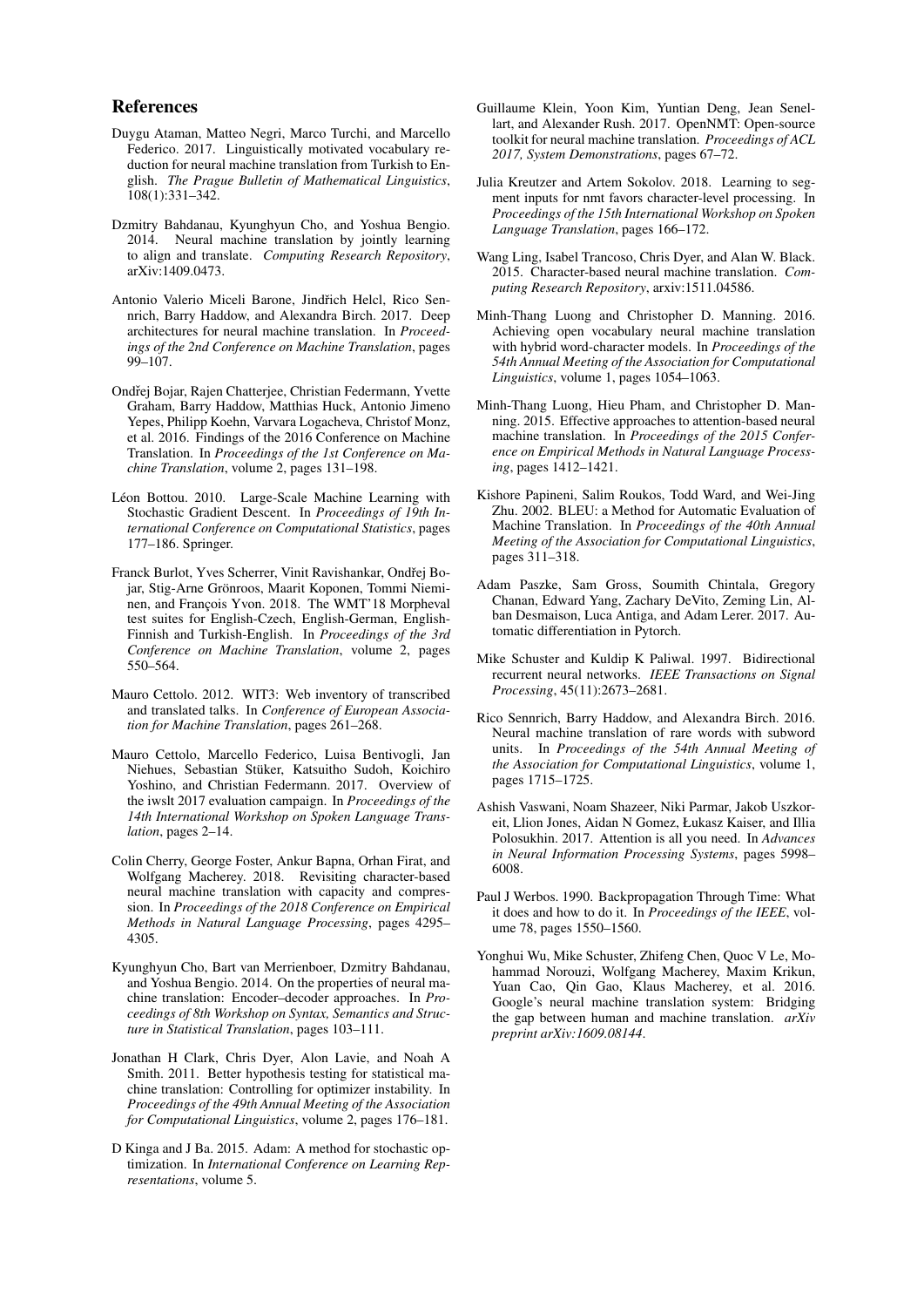## References

Duygu Ataman, Matteo Negri, Marco Turchi, and Marcello Federico. 2017. Linguistically motivated vocabulary reduction for neural machine translation from Turkish to English. *The Prague Bulletin of Mathematical Linguistics*, 108(1):331–342.

Dzmitry Bahdanau, Kyunghyun Cho, and Yoshua Bengio. 2014. Neural machine translation by jointly learning to align and translate. *Computing Research Repository*, arXiv:1409.0473.

Antonio Valerio Miceli Barone, Jindřich Helcl, Rico Sennrich, Barry Haddow, and Alexandra Birch. 2017. Deep architectures for neural machine translation. In *Proceedings of the 2nd Conference on Machine Translation*, pages 99–107.

Ondřej Bojar, Rajen Chatterjee, Christian Federmann, Yvette Graham, Barry Haddow, Matthias Huck, Antonio Jimeno Yepes, Philipp Koehn, Varvara Logacheva, Christof Monz, et al. 2016. Findings of the 2016 Conference on Machine Translation. In *Proceedings of the 1st Conference on Machine Translation*, volume 2, pages 131–198.

Léon Bottou. 2010. Large-Scale Machine Learning with Stochastic Gradient Descent. In *Proceedings of 19th International Conference on Computational Statistics*, pages 177–186. Springer.

Franck Burlot, Yves Scherrer, Vinit Ravishankar, Ondřej Bojar, Stig-Arne Grönroos, Maarit Koponen, Tommi Nieminen, and François Yvon. 2018. The WMT'18 Morpheval test suites for English-Czech, English-German, English-Finnish and Turkish-English. In *Proceedings of the 3rd Conference on Machine Translation*, volume 2, pages 550–564.

Mauro Cettolo. 2012. WIT3: Web inventory of transcribed and translated talks. In *Conference of European Association for Machine Translation*, pages 261–268.

Mauro Cettolo, Marcello Federico, Luisa Bentivogli, Jan Niehues, Sebastian Stüker, Katsuitho Sudoh, Koichiro Yoshino, and Christian Federmann. 2017. Overview of the iwslt 2017 evaluation campaign. In *Proceedings of the 14th International Workshop on Spoken Language Translation*, pages 2–14.

Colin Cherry, George Foster, Ankur Bapna, Orhan Firat, and Wolfgang Macherey. 2018. Revisiting character-based neural machine translation with capacity and compression. In *Proceedings of the 2018 Conference on Empirical Methods in Natural Language Processing*, pages 4295–4305.

Kyunghyun Cho, Bart van Merrienboer, Dzmitry Bahdanau, and Yoshua Bengio. 2014. On the properties of neural machine translation: Encoder–decoder approaches. In *Proceedings of 8th Workshop on Syntax, Semantics and Structure in Statistical Translation*, pages 103–111.

Jonathan H Clark, Chris Dyer, Alon Lavie, and Noah A Smith. 2011. Better hypothesis testing for statistical machine translation: Controlling for optimizer instability. In *Proceedings of the 49th Annual Meeting of the Association for Computational Linguistics*, volume 2, pages 176–181.

D Kinga and J Ba. 2015. Adam: A method for stochastic optimization. In *International Conference on Learning Representations*, volume 5.

Guillaume Klein, Yoon Kim, Yuntian Deng, Jean Senellart, and Alexander Rush. 2017. OpenNMT: Open-source toolkit for neural machine translation. *Proceedings of ACL 2017, System Demonstrations*, pages 67–72.

Julia Kreutzer and Artem Sokolov. 2018. Learning to segment inputs for nmt favors character-level processing. In *Proceedings of the 15th International Workshop on Spoken Language Translation*, pages 166–172.

Wang Ling, Isabel Trancoso, Chris Dyer, and Alan W. Black. 2015. Character-based neural machine translation. *Computing Research Repository*, arxiv:1511.04586.

Minh-Thang Luong and Christopher D. Manning. 2016. Achieving open vocabulary neural machine translation with hybrid word-character models. In *Proceedings of the 54th Annual Meeting of the Association for Computational Linguistics*, volume 1, pages 1054–1063.

Minh-Thang Luong, Hieu Pham, and Christopher D. Manning. 2015. Effective approaches to attention-based neural machine translation. In *Proceedings of the 2015 Conference on Empirical Methods in Natural Language Processing*, pages 1412–1421.

Kishore Papineni, Salim Roukos, Todd Ward, and Wei-Jing Zhu. 2002. BLEU: a Method for Automatic Evaluation of Machine Translation. In *Proceedings of the 40th Annual Meeting of the Association for Computational Linguistics*, pages 311–318.

Adam Paszke, Sam Gross, Soumith Chintala, Gregory Chanan, Edward Yang, Zachary DeVito, Zeming Lin, Alban Desmaison, Luca Antiga, and Adam Lerer. 2017. Automatic differentiation in Pytorch.

Mike Schuster and Kuldip K Paliwal. 1997. Bidirectional recurrent neural networks. *IEEE Transactions on Signal Processing*, 45(11):2673–2681.

Rico Sennrich, Barry Haddow, and Alexandra Birch. 2016. Neural machine translation of rare words with subword units. In *Proceedings of the 54th Annual Meeting of the Association for Computational Linguistics*, volume 1, pages 1715–1725.

Ashish Vaswani, Noam Shazeer, Niki Parmar, Jakob Uszkoreit, Llion Jones, Aidan N Gomez, Łukasz Kaiser, and Illia Polosukhin. 2017. Attention is all you need. In *Advances in Neural Information Processing Systems*, pages 5998–6008.

Paul J Werbos. 1990. Backpropagation Through Time: What it does and how to do it. In *Proceedings of the IEEE*, volume 78, pages 1550–1560.

Yonghui Wu, Mike Schuster, Zhifeng Chen, Quoc V Le, Mohammad Norouzi, Wolfgang Macherey, Maxim Krikun, Yuan Cao, Qin Gao, Klaus Macherey, et al. 2016. Google's neural machine translation system: Bridging the gap between human and machine translation. *arXiv preprint arXiv:1609.08144*.